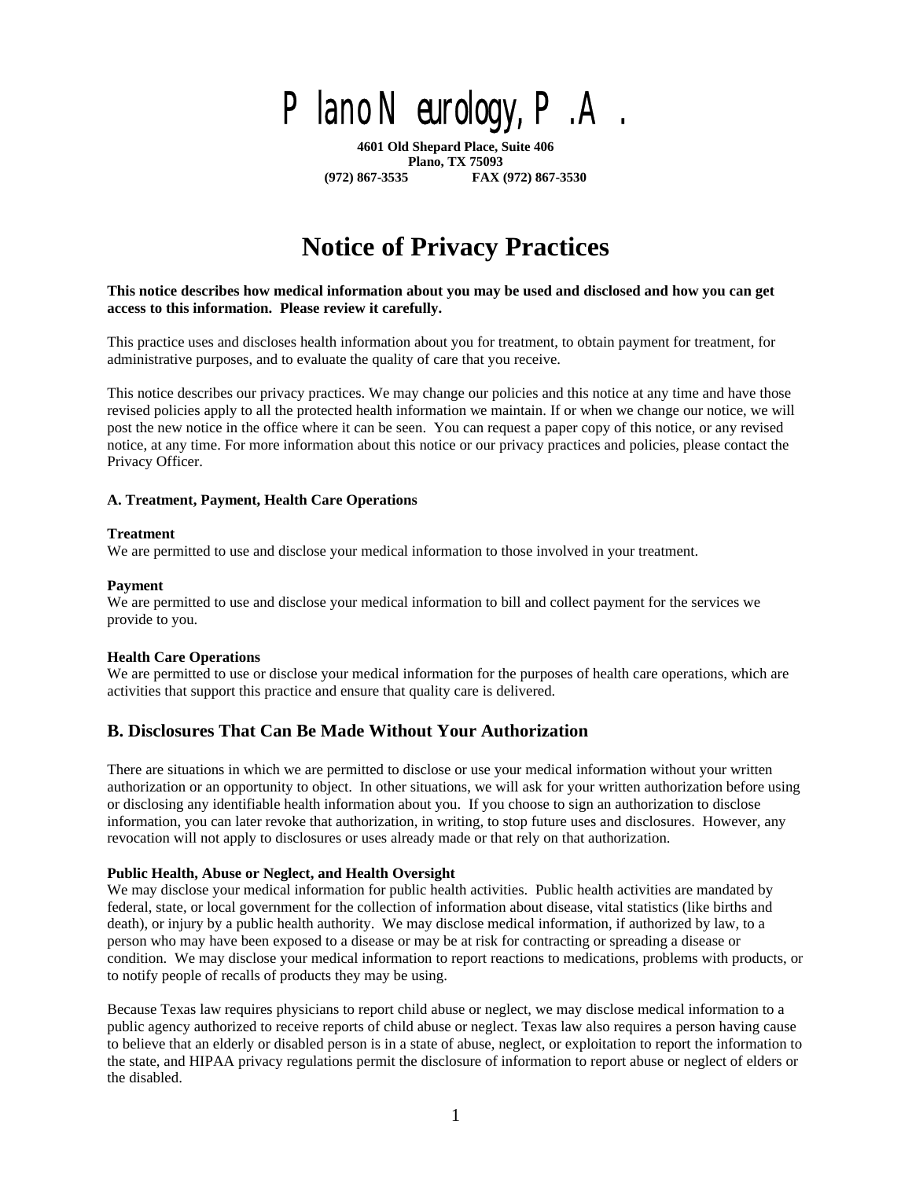# Plano Neurology, P.A.

**4601 Old Shepard Place, Suite 406**
**Plano, TX 75093**
**(972) 867-3535 FAX (972) 867-3530**

# Notice of Privacy Practices

**This notice describes how medical information about you may be used and disclosed and how you can get access to this information. Please review it carefully.**

This practice uses and discloses health information about you for treatment, to obtain payment for treatment, for administrative purposes, and to evaluate the quality of care that you receive.

This notice describes our privacy practices. We may change our policies and this notice at any time and have those revised policies apply to all the protected health information we maintain. If or when we change our notice, we will post the new notice in the office where it can be seen. You can request a paper copy of this notice, or any revised notice, at any time. For more information about this notice or our privacy practices and policies, please contact the Privacy Officer.

### A. Treatment, Payment, Health Care Operations

**Treatment**
We are permitted to use and disclose your medical information to those involved in your treatment.

**Payment**
We are permitted to use and disclose your medical information to bill and collect payment for the services we provide to you.

**Health Care Operations**
We are permitted to use or disclose your medical information for the purposes of health care operations, which are activities that support this practice and ensure that quality care is delivered.

## B. Disclosures That Can Be Made Without Your Authorization

There are situations in which we are permitted to disclose or use your medical information without your written authorization or an opportunity to object. In other situations, we will ask for your written authorization before using or disclosing any identifiable health information about you. If you choose to sign an authorization to disclose information, you can later revoke that authorization, in writing, to stop future uses and disclosures. However, any revocation will not apply to disclosures or uses already made or that rely on that authorization.

**Public Health, Abuse or Neglect, and Health Oversight**
We may disclose your medical information for public health activities. Public health activities are mandated by federal, state, or local government for the collection of information about disease, vital statistics (like births and death), or injury by a public health authority. We may disclose medical information, if authorized by law, to a person who may have been exposed to a disease or may be at risk for contracting or spreading a disease or condition. We may disclose your medical information to report reactions to medications, problems with products, or to notify people of recalls of products they may be using.

Because Texas law requires physicians to report child abuse or neglect, we may disclose medical information to a public agency authorized to receive reports of child abuse or neglect. Texas law also requires a person having cause to believe that an elderly or disabled person is in a state of abuse, neglect, or exploitation to report the information to the state, and HIPAA privacy regulations permit the disclosure of information to report abuse or neglect of elders or the disabled.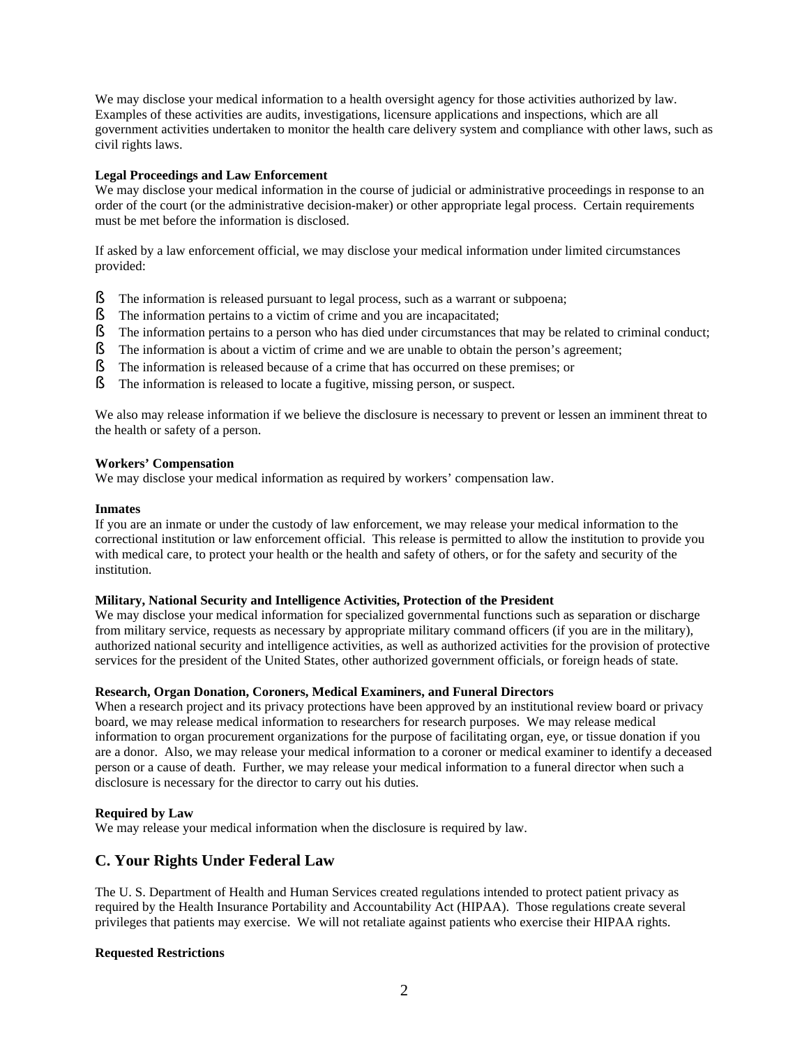We may disclose your medical information to a health oversight agency for those activities authorized by law. Examples of these activities are audits, investigations, licensure applications and inspections, which are all government activities undertaken to monitor the health care delivery system and compliance with other laws, such as civil rights laws.

**Legal Proceedings and Law Enforcement**

We may disclose your medical information in the course of judicial or administrative proceedings in response to an order of the court (or the administrative decision-maker) or other appropriate legal process. Certain requirements must be met before the information is disclosed.

If asked by a law enforcement official, we may disclose your medical information under limited circumstances provided:

- The information is released pursuant to legal process, such as a warrant or subpoena;
- The information pertains to a victim of crime and you are incapacitated;
- The information pertains to a person who has died under circumstances that may be related to criminal conduct;
- The information is about a victim of crime and we are unable to obtain the person's agreement;
- The information is released because of a crime that has occurred on these premises; or
- The information is released to locate a fugitive, missing person, or suspect.

We also may release information if we believe the disclosure is necessary to prevent or lessen an imminent threat to the health or safety of a person.

**Workers' Compensation**

We may disclose your medical information as required by workers' compensation law.

**Inmates**

If you are an inmate or under the custody of law enforcement, we may release your medical information to the correctional institution or law enforcement official. This release is permitted to allow the institution to provide you with medical care, to protect your health or the health and safety of others, or for the safety and security of the institution.

**Military, National Security and Intelligence Activities, Protection of the President**

We may disclose your medical information for specialized governmental functions such as separation or discharge from military service, requests as necessary by appropriate military command officers (if you are in the military), authorized national security and intelligence activities, as well as authorized activities for the provision of protective services for the president of the United States, other authorized government officials, or foreign heads of state.

**Research, Organ Donation, Coroners, Medical Examiners, and Funeral Directors**

When a research project and its privacy protections have been approved by an institutional review board or privacy board, we may release medical information to researchers for research purposes. We may release medical information to organ procurement organizations for the purpose of facilitating organ, eye, or tissue donation if you are a donor. Also, we may release your medical information to a coroner or medical examiner to identify a deceased person or a cause of death. Further, we may release your medical information to a funeral director when such a disclosure is necessary for the director to carry out his duties.

**Required by Law**

We may release your medical information when the disclosure is required by law.

## C. Your Rights Under Federal Law

The U. S. Department of Health and Human Services created regulations intended to protect patient privacy as required by the Health Insurance Portability and Accountability Act (HIPAA). Those regulations create several privileges that patients may exercise. We will not retaliate against patients who exercise their HIPAA rights.

**Requested Restrictions**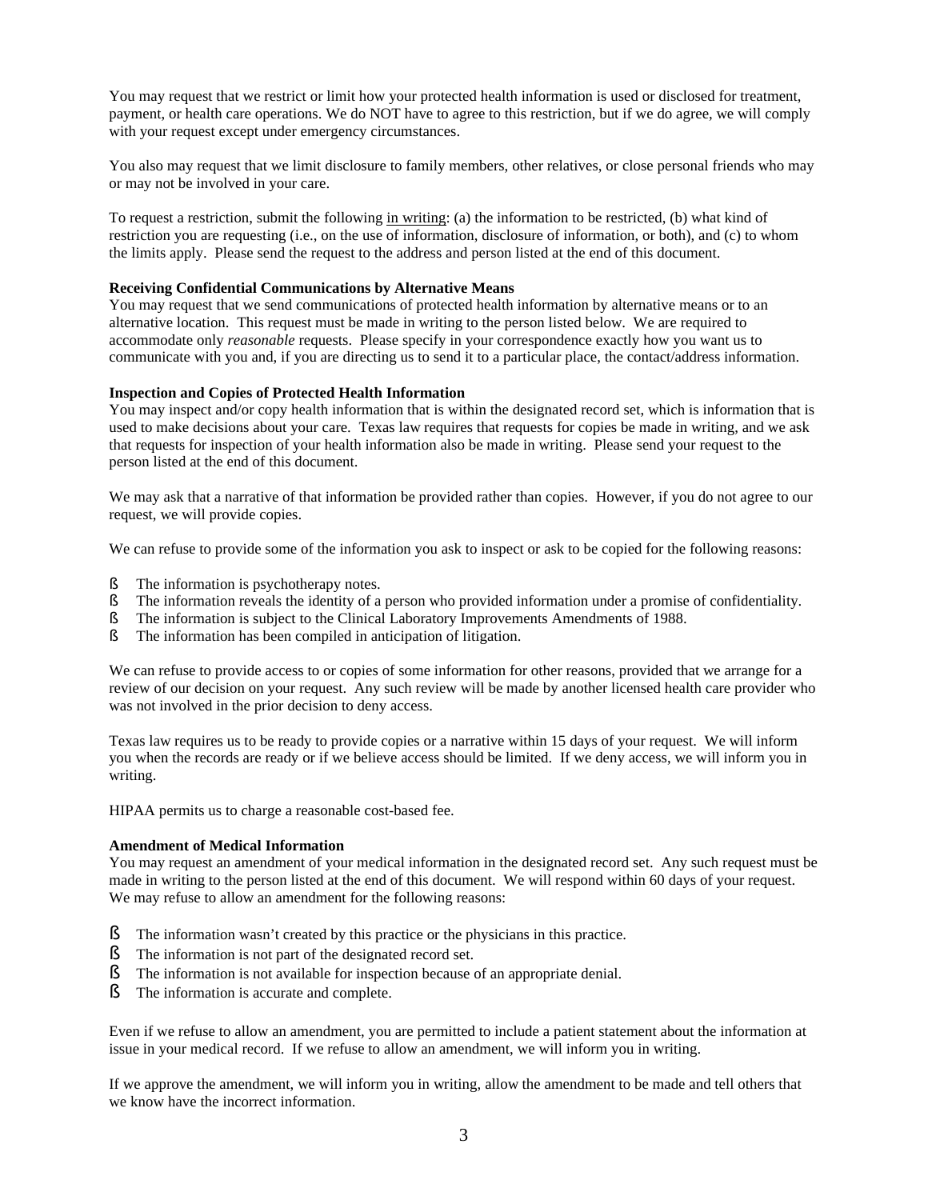You may request that we restrict or limit how your protected health information is used or disclosed for treatment, payment, or health care operations. We do NOT have to agree to this restriction, but if we do agree, we will comply with your request except under emergency circumstances.

You also may request that we limit disclosure to family members, other relatives, or close personal friends who may or may not be involved in your care.

To request a restriction, submit the following <u>in writing</u>: (a) the information to be restricted, (b) what kind of restriction you are requesting (i.e., on the use of information, disclosure of information, or both), and (c) to whom the limits apply. Please send the request to the address and person listed at the end of this document.

**Receiving Confidential Communications by Alternative Means**

You may request that we send communications of protected health information by alternative means or to an alternative location. This request must be made in writing to the person listed below. We are required to accommodate only *reasonable* requests. Please specify in your correspondence exactly how you want us to communicate with you and, if you are directing us to send it to a particular place, the contact/address information.

**Inspection and Copies of Protected Health Information**

You may inspect and/or copy health information that is within the designated record set, which is information that is used to make decisions about your care. Texas law requires that requests for copies be made in writing, and we ask that requests for inspection of your health information also be made in writing. Please send your request to the person listed at the end of this document.

We may ask that a narrative of that information be provided rather than copies. However, if you do not agree to our request, we will provide copies.

We can refuse to provide some of the information you ask to inspect or ask to be copied for the following reasons:

- The information is psychotherapy notes.
- The information reveals the identity of a person who provided information under a promise of confidentiality.
- The information is subject to the Clinical Laboratory Improvements Amendments of 1988.
- The information has been compiled in anticipation of litigation.

We can refuse to provide access to or copies of some information for other reasons, provided that we arrange for a review of our decision on your request. Any such review will be made by another licensed health care provider who was not involved in the prior decision to deny access.

Texas law requires us to be ready to provide copies or a narrative within 15 days of your request. We will inform you when the records are ready or if we believe access should be limited. If we deny access, we will inform you in writing.

HIPAA permits us to charge a reasonable cost-based fee.

**Amendment of Medical Information**

You may request an amendment of your medical information in the designated record set. Any such request must be made in writing to the person listed at the end of this document. We will respond within 60 days of your request. We may refuse to allow an amendment for the following reasons:

- The information wasn't created by this practice or the physicians in this practice.
- The information is not part of the designated record set.
- The information is not available for inspection because of an appropriate denial.
- The information is accurate and complete.

Even if we refuse to allow an amendment, you are permitted to include a patient statement about the information at issue in your medical record. If we refuse to allow an amendment, we will inform you in writing.

If we approve the amendment, we will inform you in writing, allow the amendment to be made and tell others that we know have the incorrect information.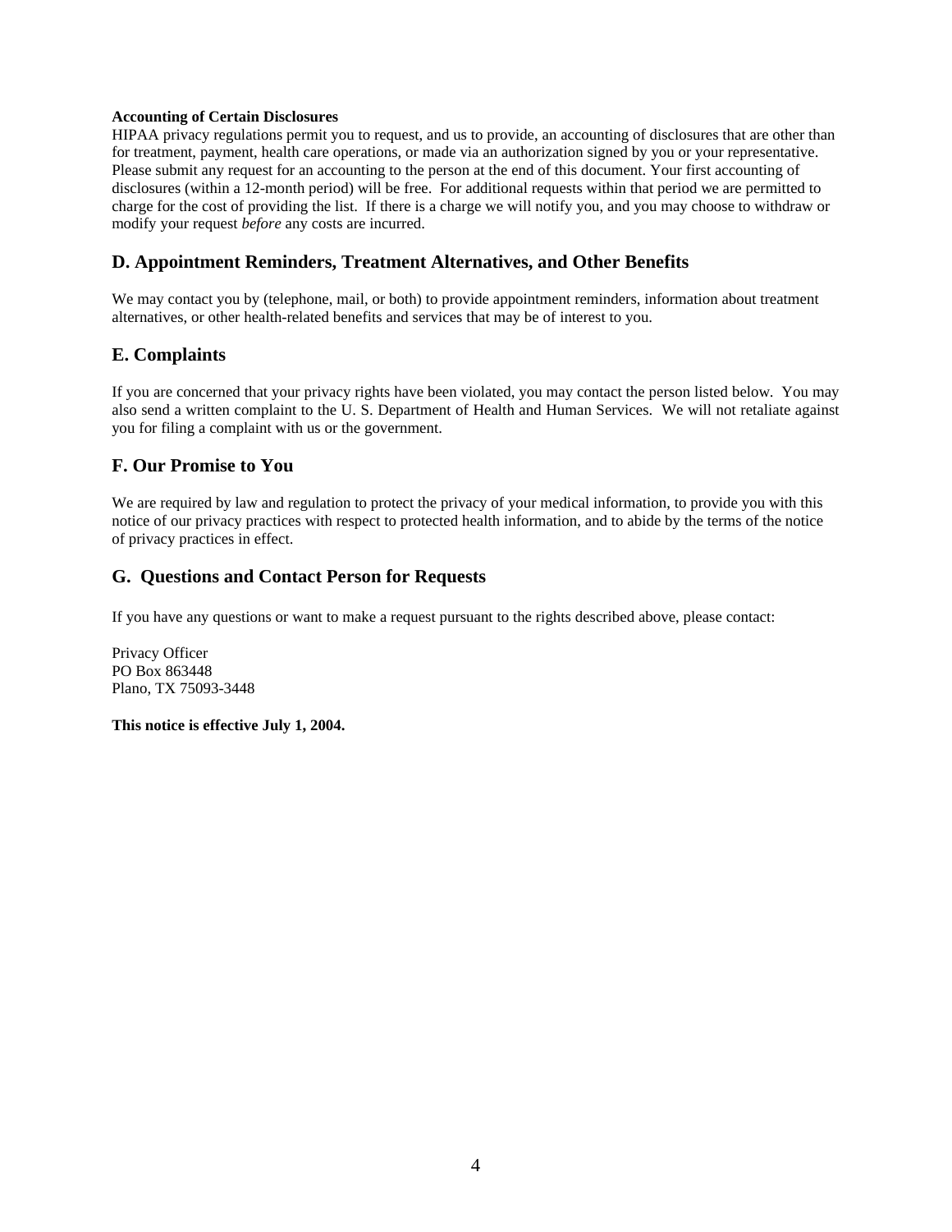**Accounting of Certain Disclosures**
HIPAA privacy regulations permit you to request, and us to provide, an accounting of disclosures that are other than for treatment, payment, health care operations, or made via an authorization signed by you or your representative. Please submit any request for an accounting to the person at the end of this document. Your first accounting of disclosures (within a 12-month period) will be free. For additional requests within that period we are permitted to charge for the cost of providing the list. If there is a charge we will notify you, and you may choose to withdraw or modify your request *before* any costs are incurred.

## D. Appointment Reminders, Treatment Alternatives, and Other Benefits

We may contact you by (telephone, mail, or both) to provide appointment reminders, information about treatment alternatives, or other health-related benefits and services that may be of interest to you.

## E. Complaints

If you are concerned that your privacy rights have been violated, you may contact the person listed below. You may also send a written complaint to the U. S. Department of Health and Human Services. We will not retaliate against you for filing a complaint with us or the government.

## F. Our Promise to You

We are required by law and regulation to protect the privacy of your medical information, to provide you with this notice of our privacy practices with respect to protected health information, and to abide by the terms of the notice of privacy practices in effect.

## G. Questions and Contact Person for Requests

If you have any questions or want to make a request pursuant to the rights described above, please contact:

Privacy Officer
PO Box 863448
Plano, TX 75093-3448

**This notice is effective July 1, 2004.**